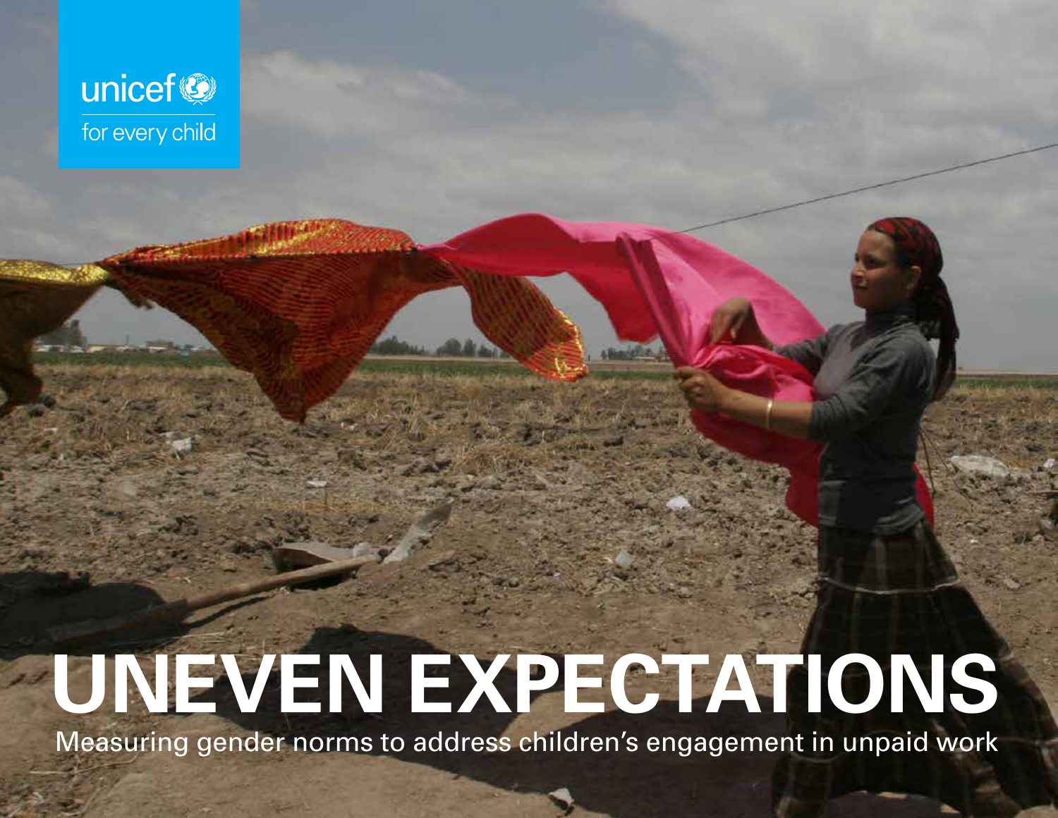unicef
for every child

# UNEVEN EXPECTATIONS

Measuring gender norms to address children's engagement in unpaid work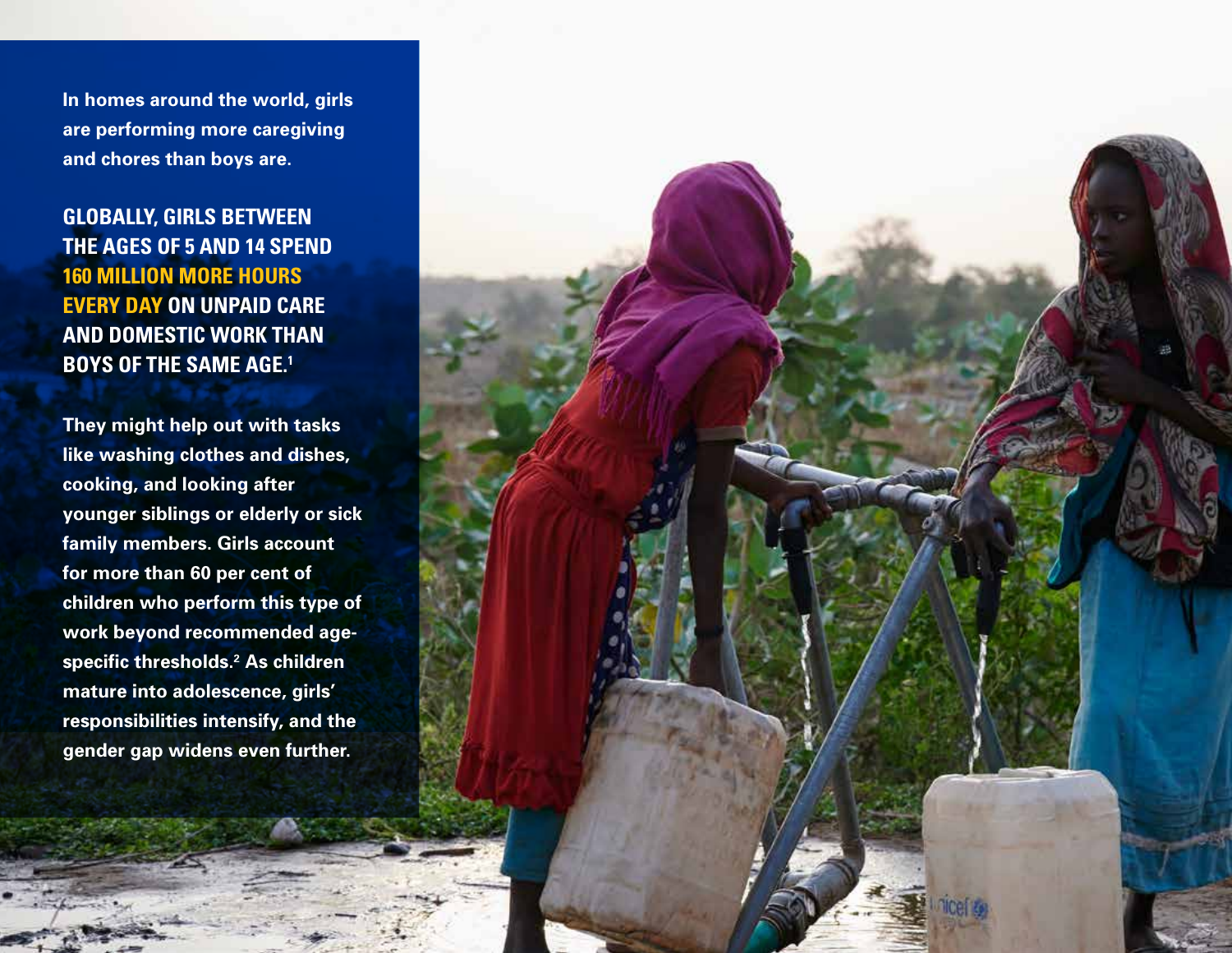In homes around the world, girls are performing more caregiving and chores than boys are.

**GLOBALLY, GIRLS BETWEEN THE AGES OF 5 AND 14 SPEND 160 MILLION MORE HOURS EVERY DAY ON UNPAID CARE AND DOMESTIC WORK THAN BOYS OF THE SAME AGE.[1]**

They might help out with tasks like washing clothes and dishes, cooking, and looking after younger siblings or elderly or sick family members. Girls account for more than 60 per cent of children who perform this type of work beyond recommended age-specific thresholds.[2] As children mature into adolescence, girls' responsibilities intensify, and the gender gap widens even further.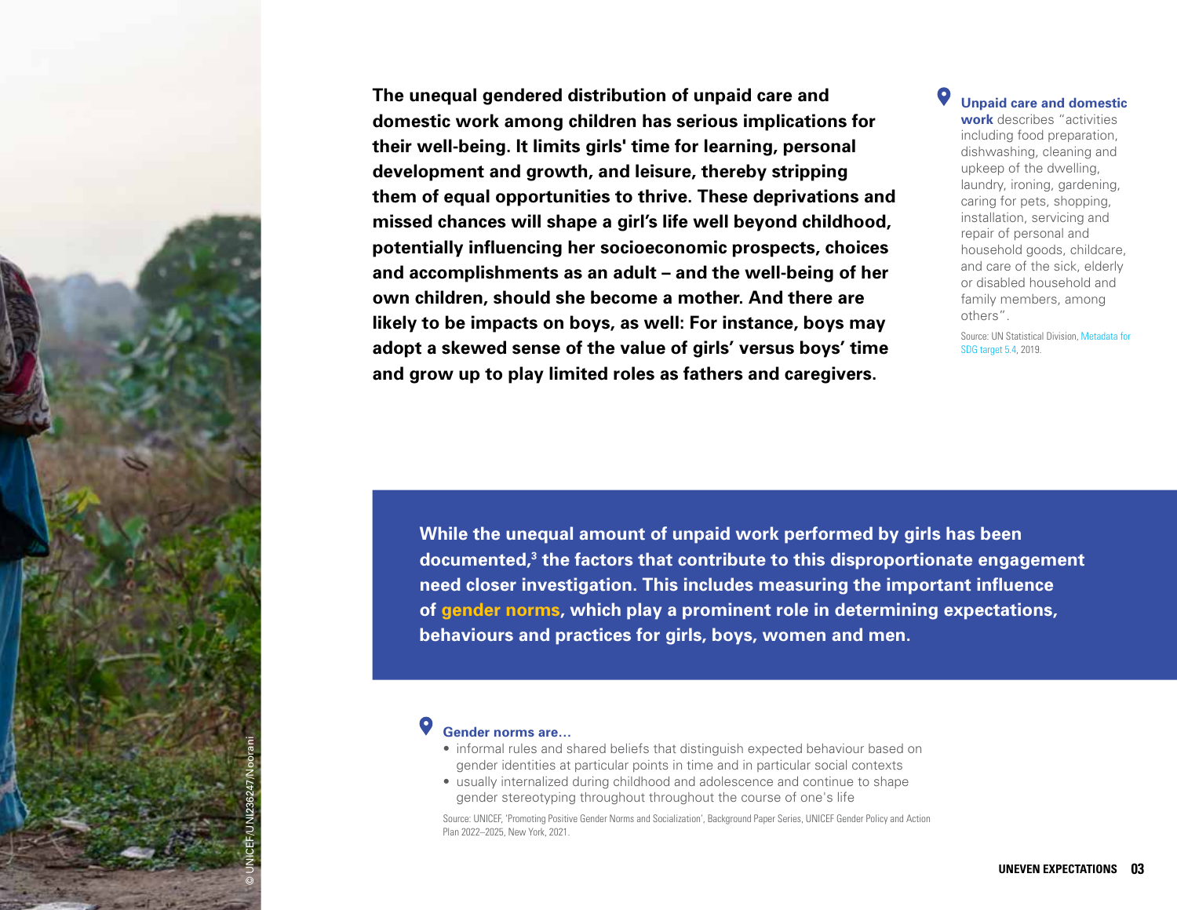**The unequal gendered distribution of unpaid care and domestic work among children has serious implications for their well-being. It limits girls' time for learning, personal development and growth, and leisure, thereby stripping them of equal opportunities to thrive. These deprivations and missed chances will shape a girl's life well beyond childhood, potentially influencing her socioeconomic prospects, choices and accomplishments as an adult – and the well-being of her own children, should she become a mother. And there are likely to be impacts on boys, as well: For instance, boys may adopt a skewed sense of the value of girls' versus boys' time and grow up to play limited roles as fathers and caregivers.**

**Unpaid care and domestic work** describes "activities including food preparation, dishwashing, cleaning and upkeep of the dwelling, laundry, ironing, gardening, caring for pets, shopping, installation, servicing and repair of personal and household goods, childcare, and care of the sick, elderly or disabled household and family members, among others".

Source: UN Statistical Division, Metadata for SDG target 5.4, 2019.

**While the unequal amount of unpaid work performed by girls has been documented,[3] the factors that contribute to this disproportionate engagement need closer investigation. This includes measuring the important influence of gender norms, which play a prominent role in determining expectations, behaviours and practices for girls, boys, women and men.**

**Gender norms are…**

- informal rules and shared beliefs that distinguish expected behaviour based on gender identities at particular points in time and in particular social contexts
- usually internalized during childhood and adolescence and continue to shape gender stereotyping throughout throughout the course of one's life

Source: UNICEF, 'Promoting Positive Gender Norms and Socialization', Background Paper Series, UNICEF Gender Policy and Action Plan 2022–2025, New York, 2021.

© UNICEF/UNI236247/Noorani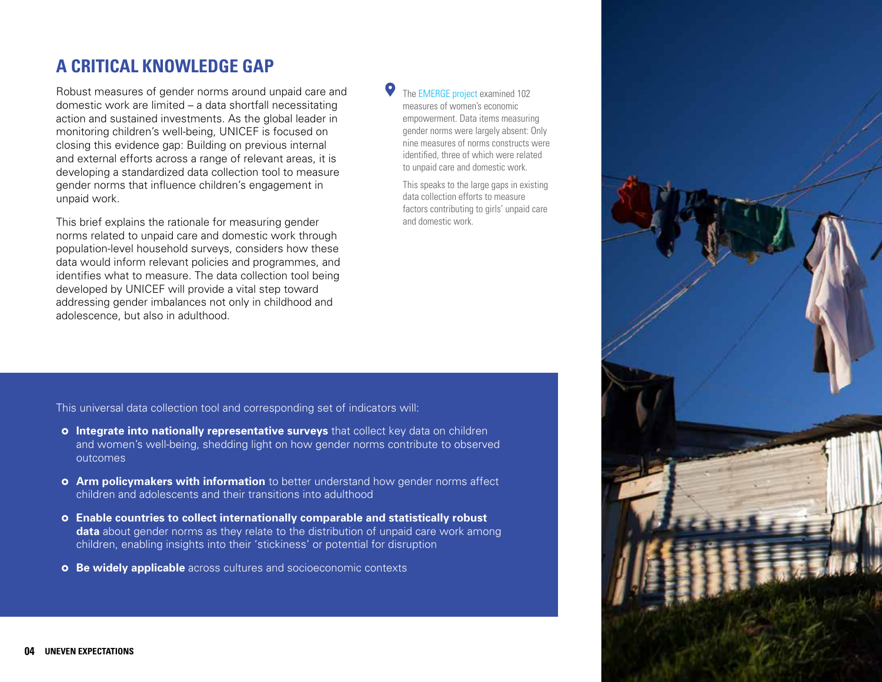## A CRITICAL KNOWLEDGE GAP

Robust measures of gender norms around unpaid care and domestic work are limited – a data shortfall necessitating action and sustained investments. As the global leader in monitoring children's well-being, UNICEF is focused on closing this evidence gap: Building on previous internal and external efforts across a range of relevant areas, it is developing a standardized data collection tool to measure gender norms that influence children's engagement in unpaid work.

This brief explains the rationale for measuring gender norms related to unpaid care and domestic work through population-level household surveys, considers how these data would inform relevant policies and programmes, and identifies what to measure. The data collection tool being developed by UNICEF will provide a vital step toward addressing gender imbalances not only in childhood and adolescence, but also in adulthood.

The EMERGE project examined 102 measures of women's economic empowerment. Data items measuring gender norms were largely absent: Only nine measures of norms constructs were identified, three of which were related to unpaid care and domestic work.

This speaks to the large gaps in existing data collection efforts to measure factors contributing to girls' unpaid care and domestic work.

This universal data collection tool and corresponding set of indicators will:

- **Integrate into nationally representative surveys** that collect key data on children and women's well-being, shedding light on how gender norms contribute to observed outcomes
- **Arm policymakers with information** to better understand how gender norms affect children and adolescents and their transitions into adulthood
- **Enable countries to collect internationally comparable and statistically robust data** about gender norms as they relate to the distribution of unpaid care work among children, enabling insights into their 'stickiness' or potential for disruption
- **Be widely applicable** across cultures and socioeconomic contexts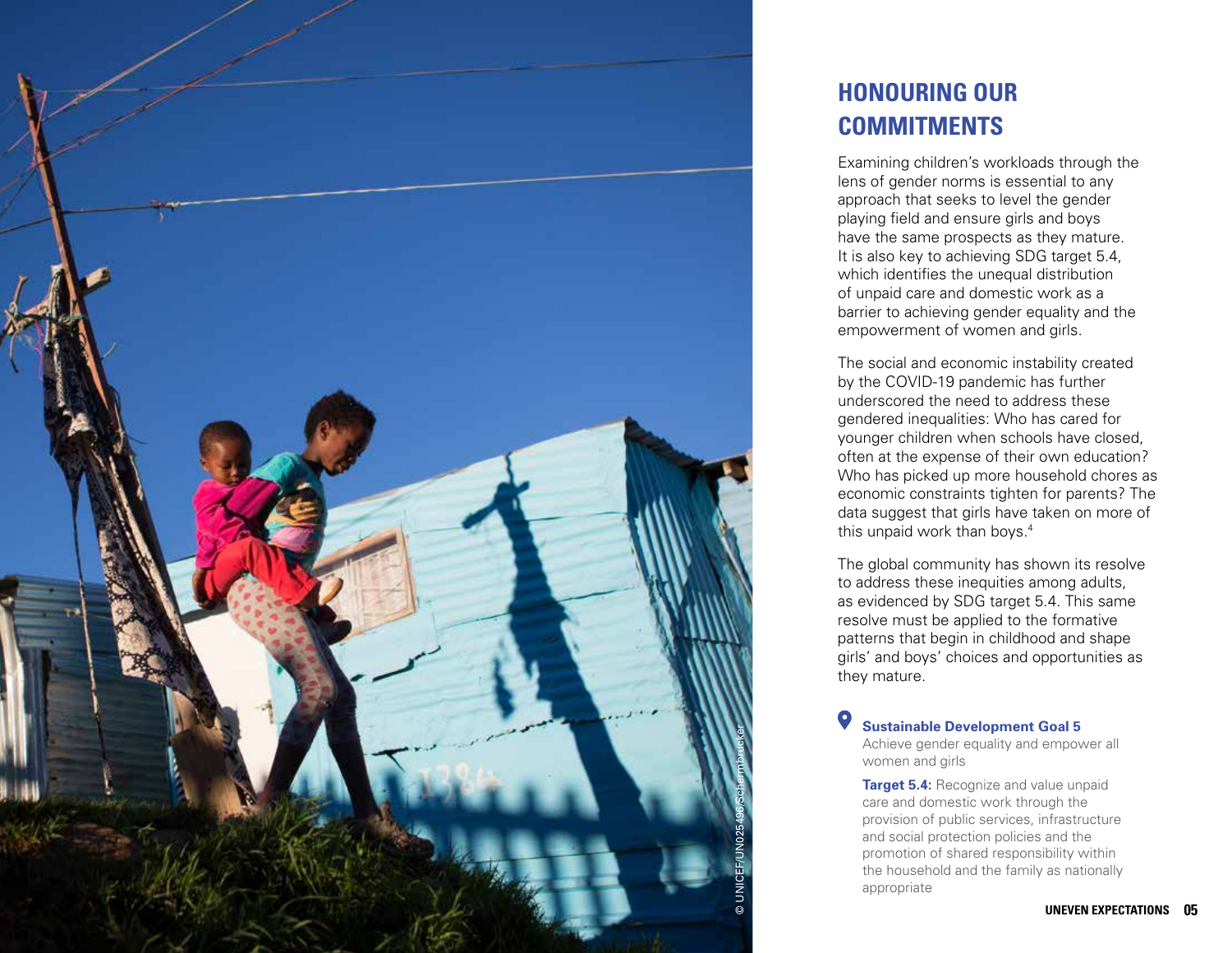© UNICEF/UN025496/Schermbrucker

## HONOURING OUR COMMITMENTS

Examining children's workloads through the lens of gender norms is essential to any approach that seeks to level the gender playing field and ensure girls and boys have the same prospects as they mature. It is also key to achieving SDG target 5.4, which identifies the unequal distribution of unpaid care and domestic work as a barrier to achieving gender equality and the empowerment of women and girls.

The social and economic instability created by the COVID-19 pandemic has further underscored the need to address these gendered inequalities: Who has cared for younger children when schools have closed, often at the expense of their own education? Who has picked up more household chores as economic constraints tighten for parents? The data suggest that girls have taken on more of this unpaid work than boys.[4]

The global community has shown its resolve to address these inequities among adults, as evidenced by SDG target 5.4. This same resolve must be applied to the formative patterns that begin in childhood and shape girls' and boys' choices and opportunities as they mature.

**Sustainable Development Goal 5**
Achieve gender equality and empower all women and girls

**Target 5.4:** Recognize and value unpaid care and domestic work through the provision of public services, infrastructure and social protection policies and the promotion of shared responsibility within the household and the family as nationally appropriate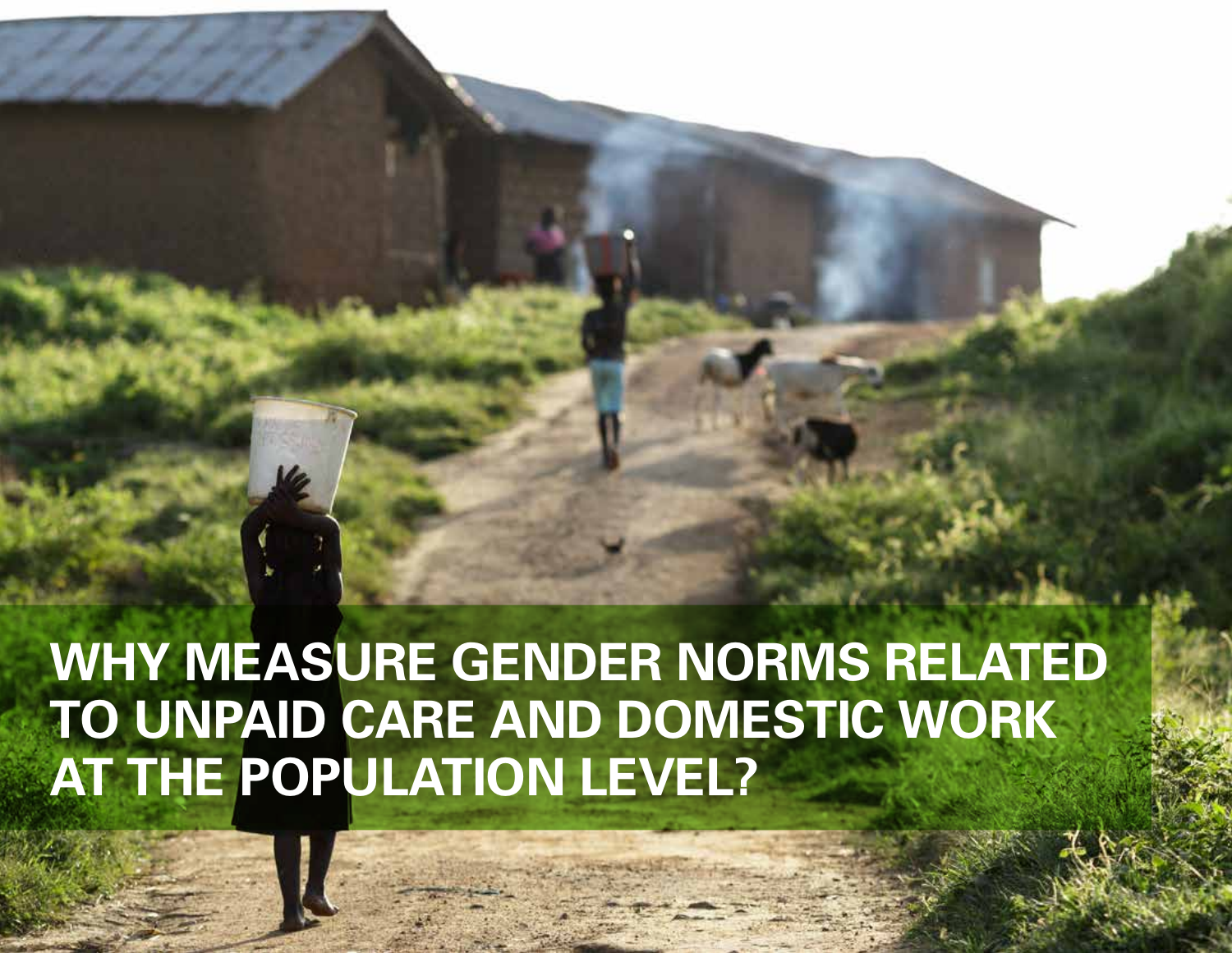# WHY MEASURE GENDER NORMS RELATED TO UNPAID CARE AND DOMESTIC WORK AT THE POPULATION LEVEL?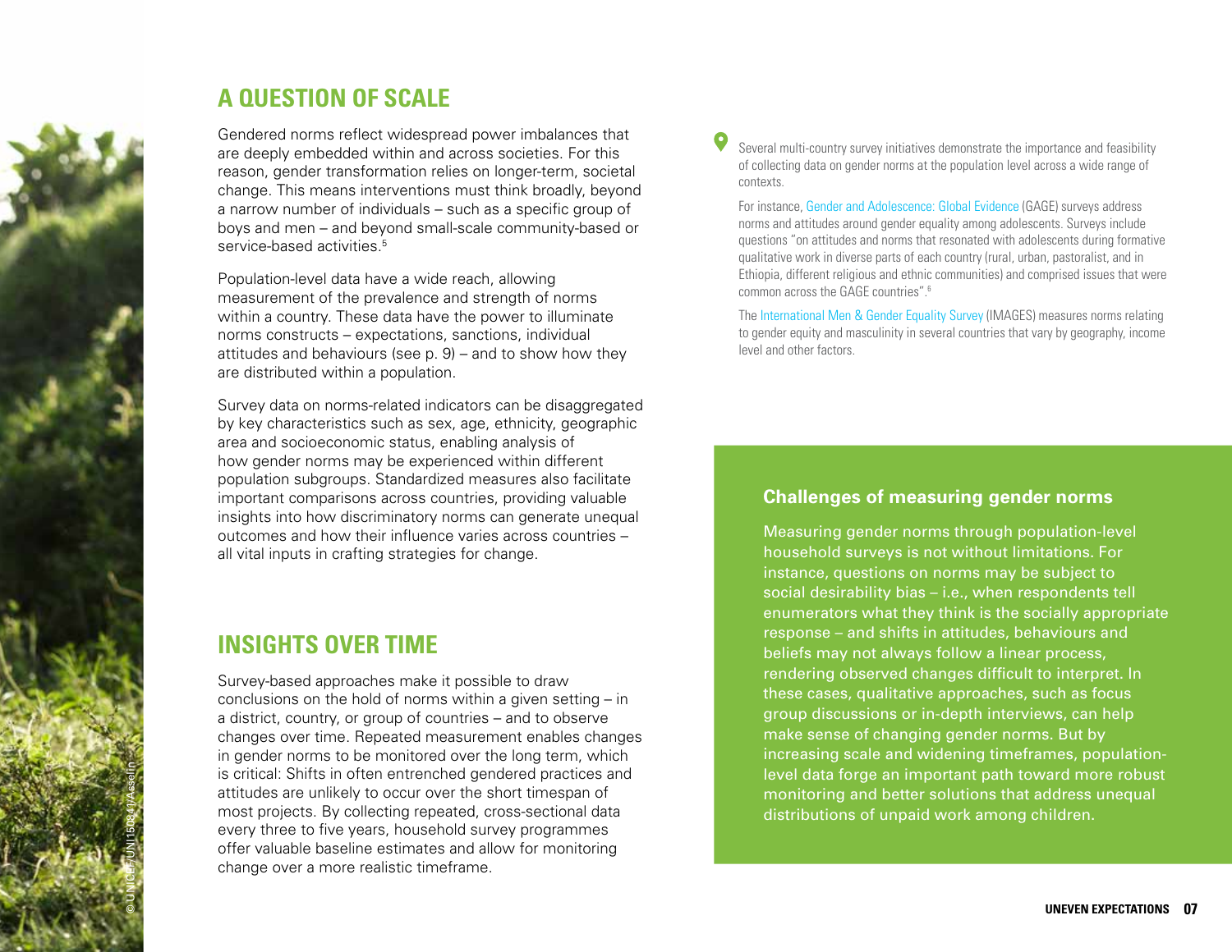## A QUESTION OF SCALE

Gendered norms reflect widespread power imbalances that are deeply embedded within and across societies. For this reason, gender transformation relies on longer-term, societal change. This means interventions must think broadly, beyond a narrow number of individuals – such as a specific group of boys and men – and beyond small-scale community-based or service-based activities.[5]

Population-level data have a wide reach, allowing measurement of the prevalence and strength of norms within a country. These data have the power to illuminate norms constructs – expectations, sanctions, individual attitudes and behaviours (see p. 9) – and to show how they are distributed within a population.

Survey data on norms-related indicators can be disaggregated by key characteristics such as sex, age, ethnicity, geographic area and socioeconomic status, enabling analysis of how gender norms may be experienced within different population subgroups. Standardized measures also facilitate important comparisons across countries, providing valuable insights into how discriminatory norms can generate unequal outcomes and how their influence varies across countries – all vital inputs in crafting strategies for change.

## INSIGHTS OVER TIME

Survey-based approaches make it possible to draw conclusions on the hold of norms within a given setting – in a district, country, or group of countries – and to observe changes over time. Repeated measurement enables changes in gender norms to be monitored over the long term, which is critical: Shifts in often entrenched gendered practices and attitudes are unlikely to occur over the short timespan of most projects. By collecting repeated, cross-sectional data every three to five years, household survey programmes offer valuable baseline estimates and allow for monitoring change over a more realistic timeframe.

Several multi-country survey initiatives demonstrate the importance and feasibility of collecting data on gender norms at the population level across a wide range of contexts.

For instance, Gender and Adolescence: Global Evidence (GAGE) surveys address norms and attitudes around gender equality among adolescents. Surveys include questions "on attitudes and norms that resonated with adolescents during formative qualitative work in diverse parts of each country (rural, urban, pastoralist, and in Ethiopia, different religious and ethnic communities) and comprised issues that were common across the GAGE countries".[6]

The International Men & Gender Equality Survey (IMAGES) measures norms relating to gender equity and masculinity in several countries that vary by geography, income level and other factors.

### Challenges of measuring gender norms

Measuring gender norms through population-level household surveys is not without limitations. For instance, questions on norms may be subject to social desirability bias – i.e., when respondents tell enumerators what they think is the socially appropriate response – and shifts in attitudes, behaviours and beliefs may not always follow a linear process, rendering observed changes difficult to interpret. In these cases, qualitative approaches, such as focus group discussions or in-depth interviews, can help make sense of changing gender norms. But by increasing scale and widening timeframes, population-level data forge an important path toward more robust monitoring and better solutions that address unequal distributions of unpaid work among children.

© UNICEF/UNI150841/Asselin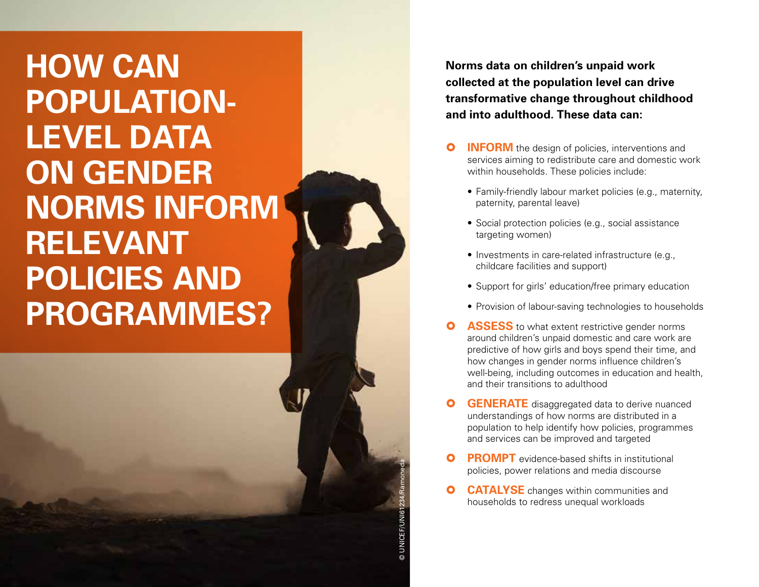# HOW CAN POPULATION-LEVEL DATA ON GENDER NORMS INFORM RELEVANT POLICIES AND PROGRAMMES?

© UNICEF/UNI61234/Ramoneda

**Norms data on children's unpaid work collected at the population level can drive transformative change throughout childhood and into adulthood. These data can:**

- **INFORM** the design of policies, interventions and services aiming to redistribute care and domestic work within households. These policies include:
  - Family-friendly labour market policies (e.g., maternity, paternity, parental leave)
  - Social protection policies (e.g., social assistance targeting women)
  - Investments in care-related infrastructure (e.g., childcare facilities and support)
  - Support for girls' education/free primary education
  - Provision of labour-saving technologies to households
- **ASSESS** to what extent restrictive gender norms around children's unpaid domestic and care work are predictive of how girls and boys spend their time, and how changes in gender norms influence children's well-being, including outcomes in education and health, and their transitions to adulthood
- **GENERATE** disaggregated data to derive nuanced understandings of how norms are distributed in a population to help identify how policies, programmes and services can be improved and targeted
- **PROMPT** evidence-based shifts in institutional policies, power relations and media discourse
- **CATALYSE** changes within communities and households to redress unequal workloads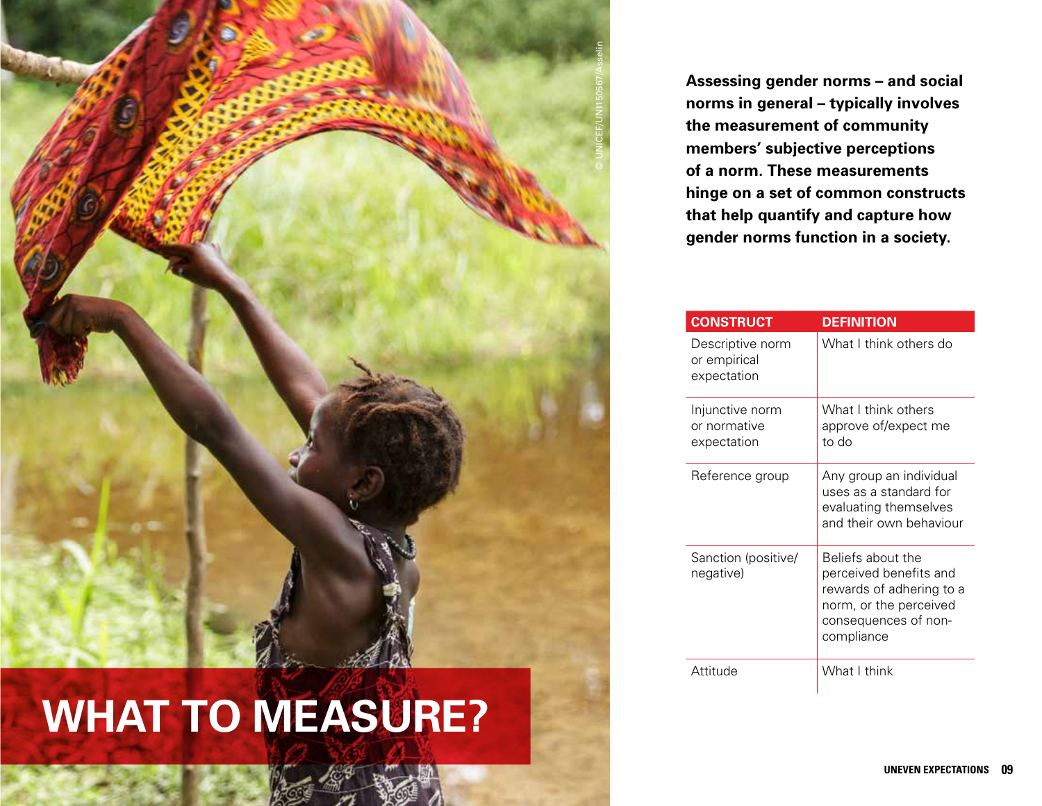# WHAT TO MEASURE?

© UNICEF/UNI150567/Asselin

**Assessing gender norms – and social norms in general – typically involves the measurement of community members' subjective perceptions of a norm. These measurements hinge on a set of common constructs that help quantify and capture how gender norms function in a society.**

| CONSTRUCT | DEFINITION |
|---|---|
| Descriptive norm or empirical expectation | What I think others do |
| Injunctive norm or normative expectation | What I think others approve of/expect me to do |
| Reference group | Any group an individual uses as a standard for evaluating themselves and their own behaviour |
| Sanction (positive/negative) | Beliefs about the perceived benefits and rewards of adhering to a norm, or the perceived consequences of non-compliance |
| Attitude | What I think |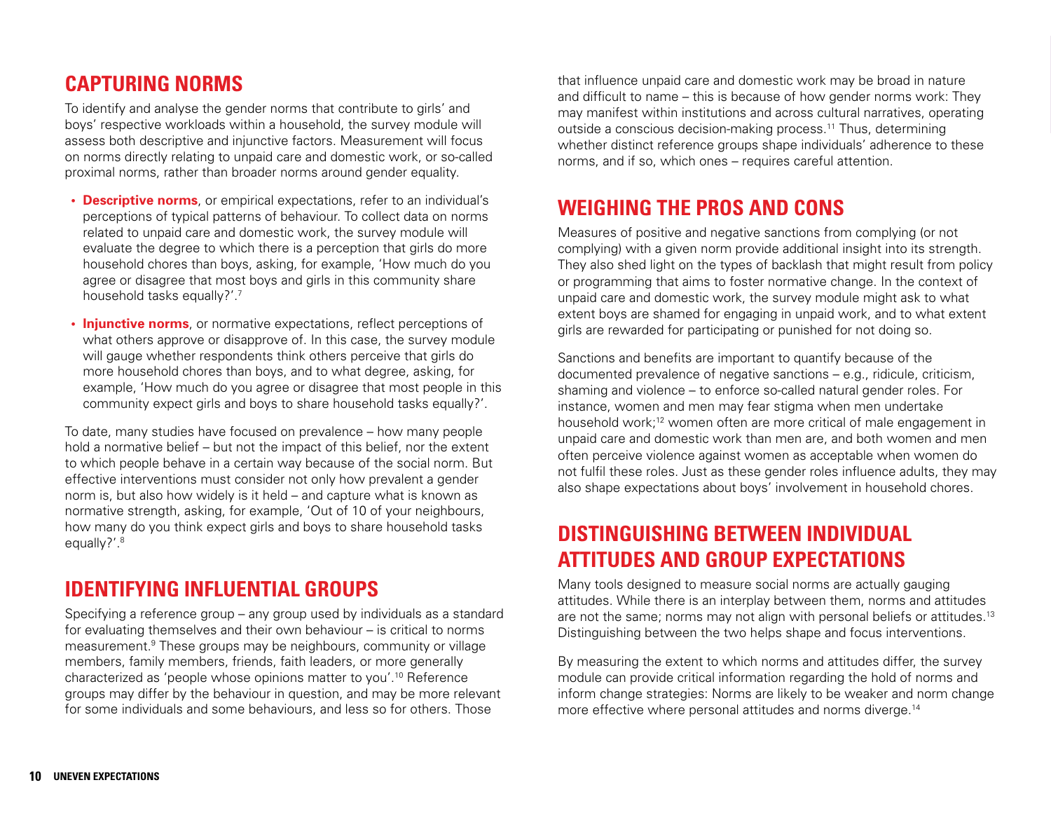## CAPTURING NORMS

To identify and analyse the gender norms that contribute to girls' and boys' respective workloads within a household, the survey module will assess both descriptive and injunctive factors. Measurement will focus on norms directly relating to unpaid care and domestic work, or so-called proximal norms, rather than broader norms around gender equality.

- **Descriptive norms**, or empirical expectations, refer to an individual's perceptions of typical patterns of behaviour. To collect data on norms related to unpaid care and domestic work, the survey module will evaluate the degree to which there is a perception that girls do more household chores than boys, asking, for example, 'How much do you agree or disagree that most boys and girls in this community share household tasks equally?'.[7]
- **Injunctive norms**, or normative expectations, reflect perceptions of what others approve or disapprove of. In this case, the survey module will gauge whether respondents think others perceive that girls do more household chores than boys, and to what degree, asking, for example, 'How much do you agree or disagree that most people in this community expect girls and boys to share household tasks equally?'.

To date, many studies have focused on prevalence – how many people hold a normative belief – but not the impact of this belief, nor the extent to which people behave in a certain way because of the social norm. But effective interventions must consider not only how prevalent a gender norm is, but also how widely is it held – and capture what is known as normative strength, asking, for example, 'Out of 10 of your neighbours, how many do you think expect girls and boys to share household tasks equally?'.[8]

## IDENTIFYING INFLUENTIAL GROUPS

Specifying a reference group – any group used by individuals as a standard for evaluating themselves and their own behaviour – is critical to norms measurement.[9] These groups may be neighbours, community or village members, family members, friends, faith leaders, or more generally characterized as 'people whose opinions matter to you'.[10] Reference groups may differ by the behaviour in question, and may be more relevant for some individuals and some behaviours, and less so for others. Those that influence unpaid care and domestic work may be broad in nature and difficult to name – this is because of how gender norms work: They may manifest within institutions and across cultural narratives, operating outside a conscious decision-making process.[11] Thus, determining whether distinct reference groups shape individuals' adherence to these norms, and if so, which ones – requires careful attention.

## WEIGHING THE PROS AND CONS

Measures of positive and negative sanctions from complying (or not complying) with a given norm provide additional insight into its strength. They also shed light on the types of backlash that might result from policy or programming that aims to foster normative change. In the context of unpaid care and domestic work, the survey module might ask to what extent boys are shamed for engaging in unpaid work, and to what extent girls are rewarded for participating or punished for not doing so.

Sanctions and benefits are important to quantify because of the documented prevalence of negative sanctions – e.g., ridicule, criticism, shaming and violence – to enforce so-called natural gender roles. For instance, women and men may fear stigma when men undertake household work;[12] women often are more critical of male engagement in unpaid care and domestic work than men are, and both women and men often perceive violence against women as acceptable when women do not fulfil these roles. Just as these gender roles influence adults, they may also shape expectations about boys' involvement in household chores.

## DISTINGUISHING BETWEEN INDIVIDUAL ATTITUDES AND GROUP EXPECTATIONS

Many tools designed to measure social norms are actually gauging attitudes. While there is an interplay between them, norms and attitudes are not the same; norms may not align with personal beliefs or attitudes.[13] Distinguishing between the two helps shape and focus interventions.

By measuring the extent to which norms and attitudes differ, the survey module can provide critical information regarding the hold of norms and inform change strategies: Norms are likely to be weaker and norm change more effective where personal attitudes and norms diverge.[14]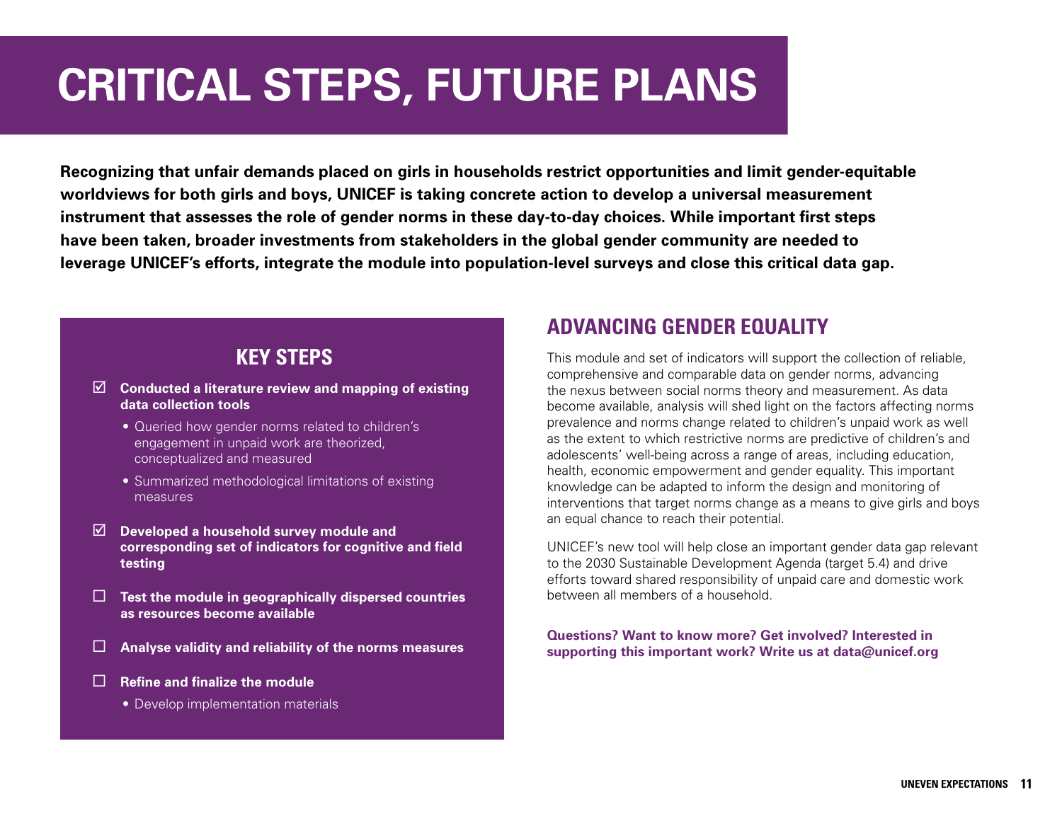# CRITICAL STEPS, FUTURE PLANS

**Recognizing that unfair demands placed on girls in households restrict opportunities and limit gender-equitable worldviews for both girls and boys, UNICEF is taking concrete action to develop a universal measurement instrument that assesses the role of gender norms in these day-to-day choices. While important first steps have been taken, broader investments from stakeholders in the global gender community are needed to leverage UNICEF's efforts, integrate the module into population-level surveys and close this critical data gap.**

## KEY STEPS

- ☑ **Conducted a literature review and mapping of existing data collection tools**
  - Queried how gender norms related to children's engagement in unpaid work are theorized, conceptualized and measured
  - Summarized methodological limitations of existing measures
- ☑ **Developed a household survey module and corresponding set of indicators for cognitive and field testing**
- ☐ **Test the module in geographically dispersed countries as resources become available**
- ☐ **Analyse validity and reliability of the norms measures**
- ☐ **Refine and finalize the module**
  - Develop implementation materials

## ADVANCING GENDER EQUALITY

This module and set of indicators will support the collection of reliable, comprehensive and comparable data on gender norms, advancing the nexus between social norms theory and measurement. As data become available, analysis will shed light on the factors affecting norms prevalence and norms change related to children's unpaid work as well as the extent to which restrictive norms are predictive of children's and adolescents' well-being across a range of areas, including education, health, economic empowerment and gender equality. This important knowledge can be adapted to inform the design and monitoring of interventions that target norms change as a means to give girls and boys an equal chance to reach their potential.

UNICEF's new tool will help close an important gender data gap relevant to the 2030 Sustainable Development Agenda (target 5.4) and drive efforts toward shared responsibility of unpaid care and domestic work between all members of a household.

**Questions? Want to know more? Get involved? Interested in supporting this important work? Write us at data@unicef.org**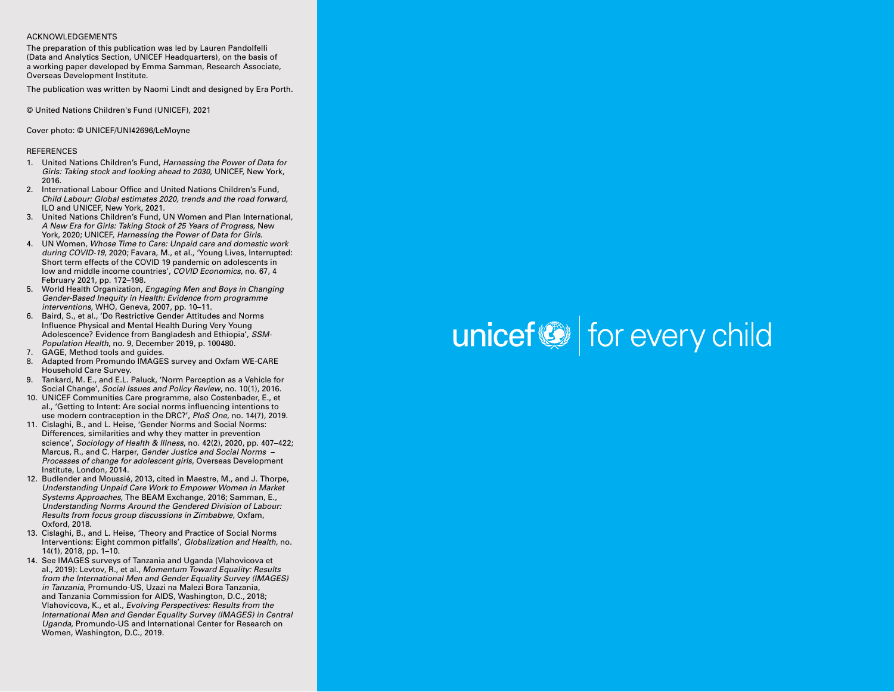## ACKNOWLEDGEMENTS

The preparation of this publication was led by Lauren Pandolfelli (Data and Analytics Section, UNICEF Headquarters), on the basis of a working paper developed by Emma Samman, Research Associate, Overseas Development Institute.

The publication was written by Naomi Lindt and designed by Era Porth.

© United Nations Children's Fund (UNICEF), 2021

Cover photo: © UNICEF/UNI42696/LeMoyne

## REFERENCES

1. United Nations Children's Fund, *Harnessing the Power of Data for Girls: Taking stock and looking ahead to 2030*, UNICEF, New York, 2016.
2. International Labour Office and United Nations Children's Fund, *Child Labour: Global estimates 2020, trends and the road forward*, ILO and UNICEF, New York, 2021.
3. United Nations Children's Fund, UN Women and Plan International, *A New Era for Girls: Taking Stock of 25 Years of Progress*, New York, 2020; UNICEF, *Harnessing the Power of Data for Girls*.
4. UN Women, *Whose Time to Care: Unpaid care and domestic work during COVID-19*, 2020; Favara, M., et al., 'Young Lives, Interrupted: Short term effects of the COVID 19 pandemic on adolescents in low and middle income countries', *COVID Economics*, no. 67, 4 February 2021, pp. 172–198.
5. World Health Organization, *Engaging Men and Boys in Changing Gender-Based Inequity in Health: Evidence from programme interventions*, WHO, Geneva, 2007, pp. 10–11.
6. Baird, S., et al., 'Do Restrictive Gender Attitudes and Norms Influence Physical and Mental Health During Very Young Adolescence? Evidence from Bangladesh and Ethiopia', *SSM-Population Health*, no. 9, December 2019, p. 100480.
7. GAGE, Method tools and guides.
8. Adapted from Promundo IMAGES survey and Oxfam WE-CARE Household Care Survey.
9. Tankard, M. E., and E.L. Paluck, 'Norm Perception as a Vehicle for Social Change', *Social Issues and Policy Review*, no. 10(1), 2016.
10. UNICEF Communities Care programme, also Costenbader, E., et al., 'Getting to Intent: Are social norms influencing intentions to use modern contraception in the DRC?', *PloS One*, no. 14(7), 2019.
11. Cislaghi, B., and L. Heise, 'Gender Norms and Social Norms: Differences, similarities and why they matter in prevention science', *Sociology of Health & Illness*, no. 42(2), 2020, pp. 407–422; Marcus, R., and C. Harper, *Gender Justice and Social Norms – Processes of change for adolescent girls*, Overseas Development Institute, London, 2014.
12. Budlender and Moussié, 2013, cited in Maestre, M., and J. Thorpe, *Understanding Unpaid Care Work to Empower Women in Market Systems Approaches*, The BEAM Exchange, 2016; Samman, E., *Understanding Norms Around the Gendered Division of Labour: Results from focus group discussions in Zimbabwe*, Oxfam, Oxford, 2018.
13. Cislaghi, B., and L. Heise, 'Theory and Practice of Social Norms Interventions: Eight common pitfalls', *Globalization and Health*, no. 14(1), 2018, pp. 1–10.
14. See IMAGES surveys of Tanzania and Uganda (Vlahovicova et al., 2019): Levtov, R., et al., *Momentum Toward Equality: Results from the International Men and Gender Equality Survey (IMAGES) in Tanzania*, Promundo-US, Uzazi na Malezi Bora Tanzania, and Tanzania Commission for AIDS, Washington, D.C., 2018; Vlahovicova, K., et al., *Evolving Perspectives: Results from the International Men and Gender Equality Survey (IMAGES) in Central Uganda*, Promundo-US and International Center for Research on Women, Washington, D.C., 2019.

unicef | for every child